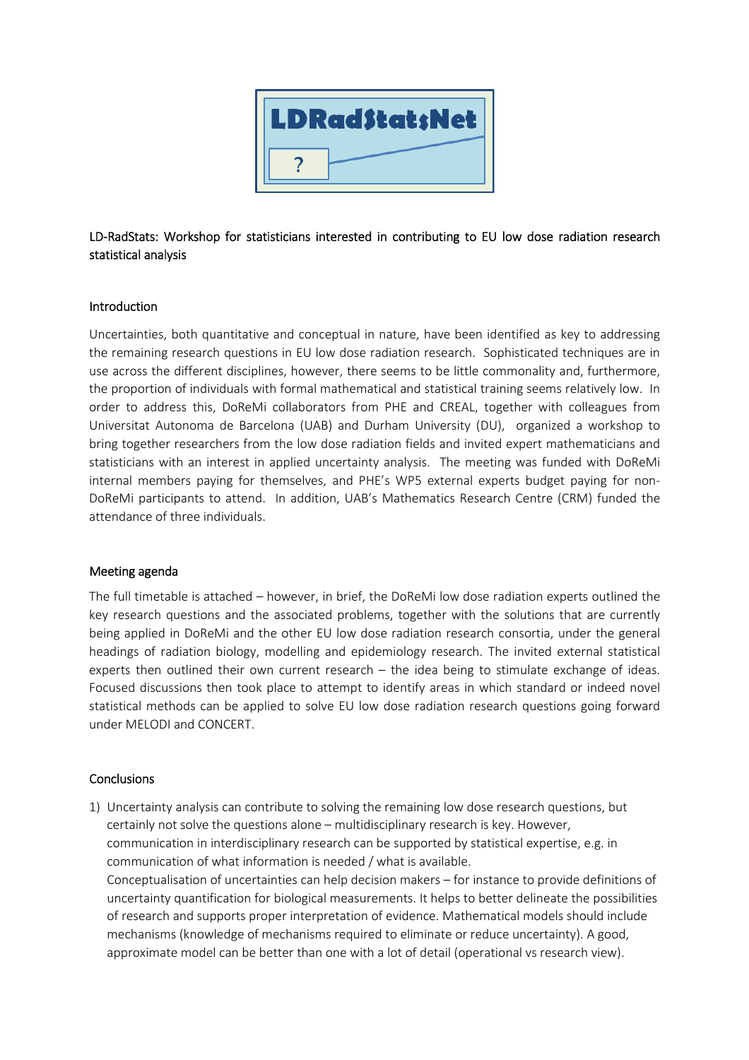LD-RadStats: Workshop for statisticians interested in contributing to EU low dose radiation research statistical analysis

## Introduction

Uncertainties, both quantitative and conceptual in nature, have been identified as key to addressing the remaining research questions in EU low dose radiation research. Sophisticated techniques are in use across the different disciplines, however, there seems to be little commonality and, furthermore, the proportion of individuals with formal mathematical and statistical training seems relatively low. In order to address this, DoReMi collaborators from PHE and CREAL, together with colleagues from Universitat Autonoma de Barcelona (UAB) and Durham University (DU), organized a workshop to bring together researchers from the low dose radiation fields and invited expert mathematicians and statisticians with an interest in applied uncertainty analysis. The meeting was funded with DoReMi internal members paying for themselves, and PHE's WP5 external experts budget paying for non-DoReMi participants to attend. In addition, UAB's Mathematics Research Centre (CRM) funded the attendance of three individuals.

## Meeting agenda

The full timetable is attached – however, in brief, the DoReMi low dose radiation experts outlined the key research questions and the associated problems, together with the solutions that are currently being applied in DoReMi and the other EU low dose radiation research consortia, under the general headings of radiation biology, modelling and epidemiology research. The invited external statistical experts then outlined their own current research – the idea being to stimulate exchange of ideas. Focused discussions then took place to attempt to identify areas in which standard or indeed novel statistical methods can be applied to solve EU low dose radiation research questions going forward under MELODI and CONCERT.

## Conclusions

1) Uncertainty analysis can contribute to solving the remaining low dose research questions, but certainly not solve the questions alone – multidisciplinary research is key. However, communication in interdisciplinary research can be supported by statistical expertise, e.g. in communication of what information is needed / what is available.
   Conceptualisation of uncertainties can help decision makers – for instance to provide definitions of uncertainty quantification for biological measurements. It helps to better delineate the possibilities of research and supports proper interpretation of evidence. Mathematical models should include mechanisms (knowledge of mechanisms required to eliminate or reduce uncertainty). A good, approximate model can be better than one with a lot of detail (operational vs research view).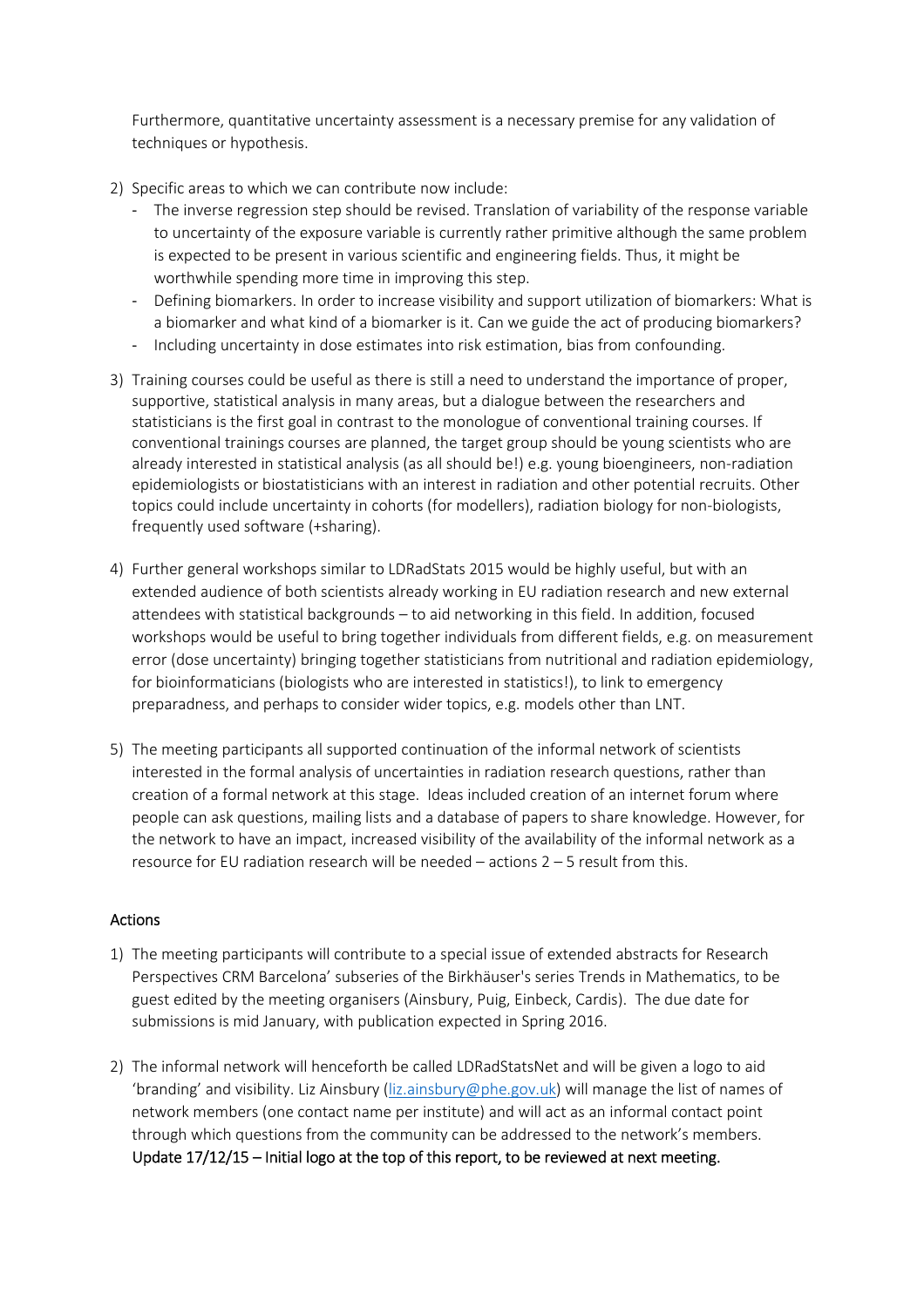Furthermore, quantitative uncertainty assessment is a necessary premise for any validation of techniques or hypothesis.

2) Specific areas to which we can contribute now include:
   - The inverse regression step should be revised. Translation of variability of the response variable to uncertainty of the exposure variable is currently rather primitive although the same problem is expected to be present in various scientific and engineering fields. Thus, it might be worthwhile spending more time in improving this step.
   - Defining biomarkers. In order to increase visibility and support utilization of biomarkers: What is a biomarker and what kind of a biomarker is it. Can we guide the act of producing biomarkers?
   - Including uncertainty in dose estimates into risk estimation, bias from confounding.

3) Training courses could be useful as there is still a need to understand the importance of proper, supportive, statistical analysis in many areas, but a dialogue between the researchers and statisticians is the first goal in contrast to the monologue of conventional training courses. If conventional trainings courses are planned, the target group should be young scientists who are already interested in statistical analysis (as all should be!) e.g. young bioengineers, non-radiation epidemiologists or biostatisticians with an interest in radiation and other potential recruits. Other topics could include uncertainty in cohorts (for modellers), radiation biology for non-biologists, frequently used software (+sharing).

4) Further general workshops similar to LDRadStats 2015 would be highly useful, but with an extended audience of both scientists already working in EU radiation research and new external attendees with statistical backgrounds – to aid networking in this field. In addition, focused workshops would be useful to bring together individuals from different fields, e.g. on measurement error (dose uncertainty) bringing together statisticians from nutritional and radiation epidemiology, for bioinformaticians (biologists who are interested in statistics!), to link to emergency preparadness, and perhaps to consider wider topics, e.g. models other than LNT.

5) The meeting participants all supported continuation of the informal network of scientists interested in the formal analysis of uncertainties in radiation research questions, rather than creation of a formal network at this stage. Ideas included creation of an internet forum where people can ask questions, mailing lists and a database of papers to share knowledge. However, for the network to have an impact, increased visibility of the availability of the informal network as a resource for EU radiation research will be needed – actions 2 – 5 result from this.

## Actions

1) The meeting participants will contribute to a special issue of extended abstracts for Research Perspectives CRM Barcelona' subseries of the Birkhäuser's series Trends in Mathematics, to be guest edited by the meeting organisers (Ainsbury, Puig, Einbeck, Cardis). The due date for submissions is mid January, with publication expected in Spring 2016.

2) The informal network will henceforth be called LDRadStatsNet and will be given a logo to aid 'branding' and visibility. Liz Ainsbury (liz.ainsbury@phe.gov.uk) will manage the list of names of network members (one contact name per institute) and will act as an informal contact point through which questions from the community can be addressed to the network's members. **Update 17/12/15 – Initial logo at the top of this report, to be reviewed at next meeting.**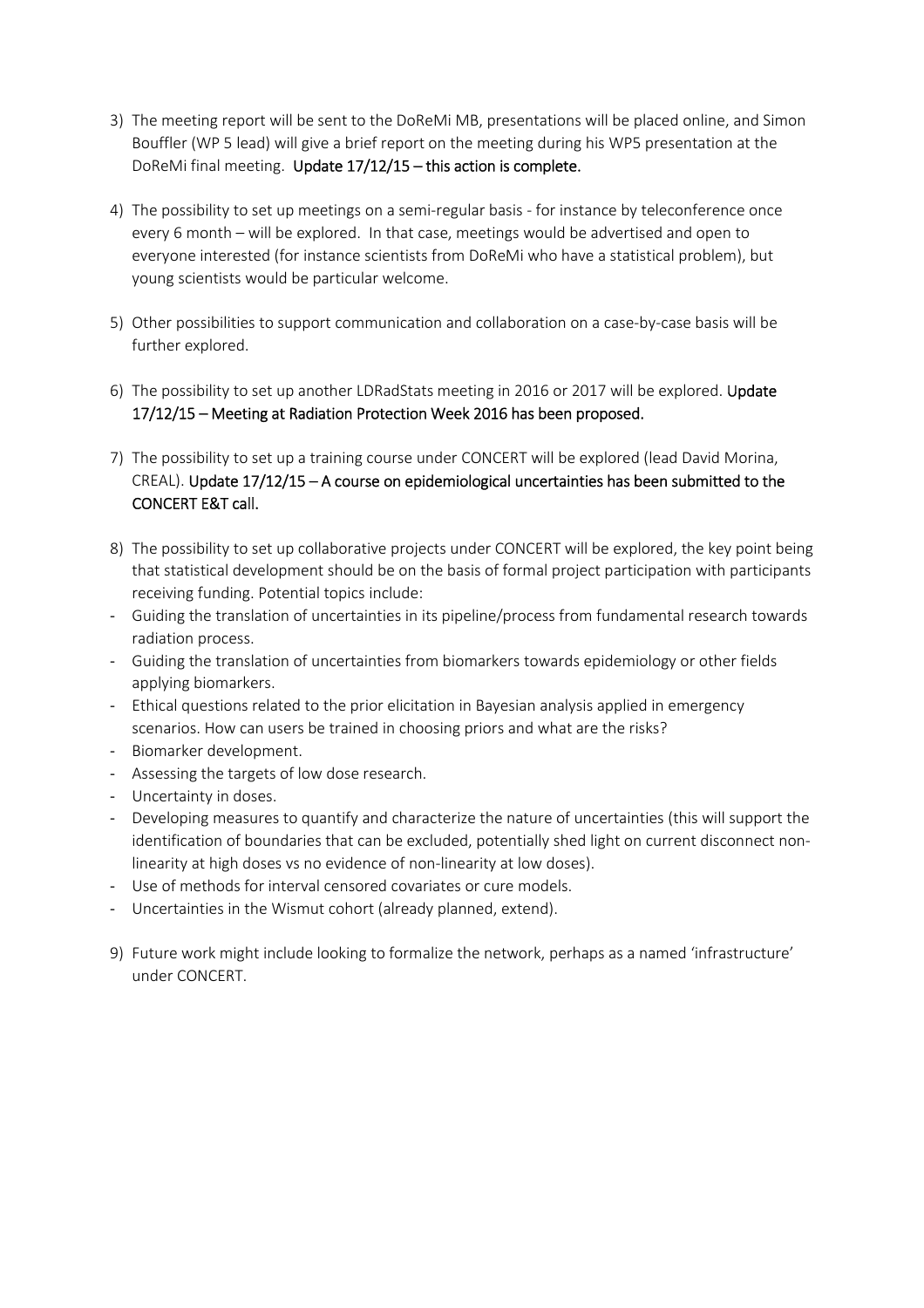3) The meeting report will be sent to the DoReMi MB, presentations will be placed online, and Simon Bouffler (WP 5 lead) will give a brief report on the meeting during his WP5 presentation at the DoReMi final meeting. **Update 17/12/15 – this action is complete.**

4) The possibility to set up meetings on a semi-regular basis - for instance by teleconference once every 6 month – will be explored. In that case, meetings would be advertised and open to everyone interested (for instance scientists from DoReMi who have a statistical problem), but young scientists would be particular welcome.

5) Other possibilities to support communication and collaboration on a case-by-case basis will be further explored.

6) The possibility to set up another LDRadStats meeting in 2016 or 2017 will be explored. **Update 17/12/15 – Meeting at Radiation Protection Week 2016 has been proposed.**

7) The possibility to set up a training course under CONCERT will be explored (lead David Morina, CREAL). **Update 17/12/15 – A course on epidemiological uncertainties has been submitted to the CONCERT E&T call.**

8) The possibility to set up collaborative projects under CONCERT will be explored, the key point being that statistical development should be on the basis of formal project participation with participants receiving funding. Potential topics include:

- Guiding the translation of uncertainties in its pipeline/process from fundamental research towards radiation process.
- Guiding the translation of uncertainties from biomarkers towards epidemiology or other fields applying biomarkers.
- Ethical questions related to the prior elicitation in Bayesian analysis applied in emergency scenarios. How can users be trained in choosing priors and what are the risks?
- Biomarker development.
- Assessing the targets of low dose research.
- Uncertainty in doses.
- Developing measures to quantify and characterize the nature of uncertainties (this will support the identification of boundaries that can be excluded, potentially shed light on current disconnect non-linearity at high doses vs no evidence of non-linearity at low doses).
- Use of methods for interval censored covariates or cure models.
- Uncertainties in the Wismut cohort (already planned, extend).

9) Future work might include looking to formalize the network, perhaps as a named 'infrastructure' under CONCERT.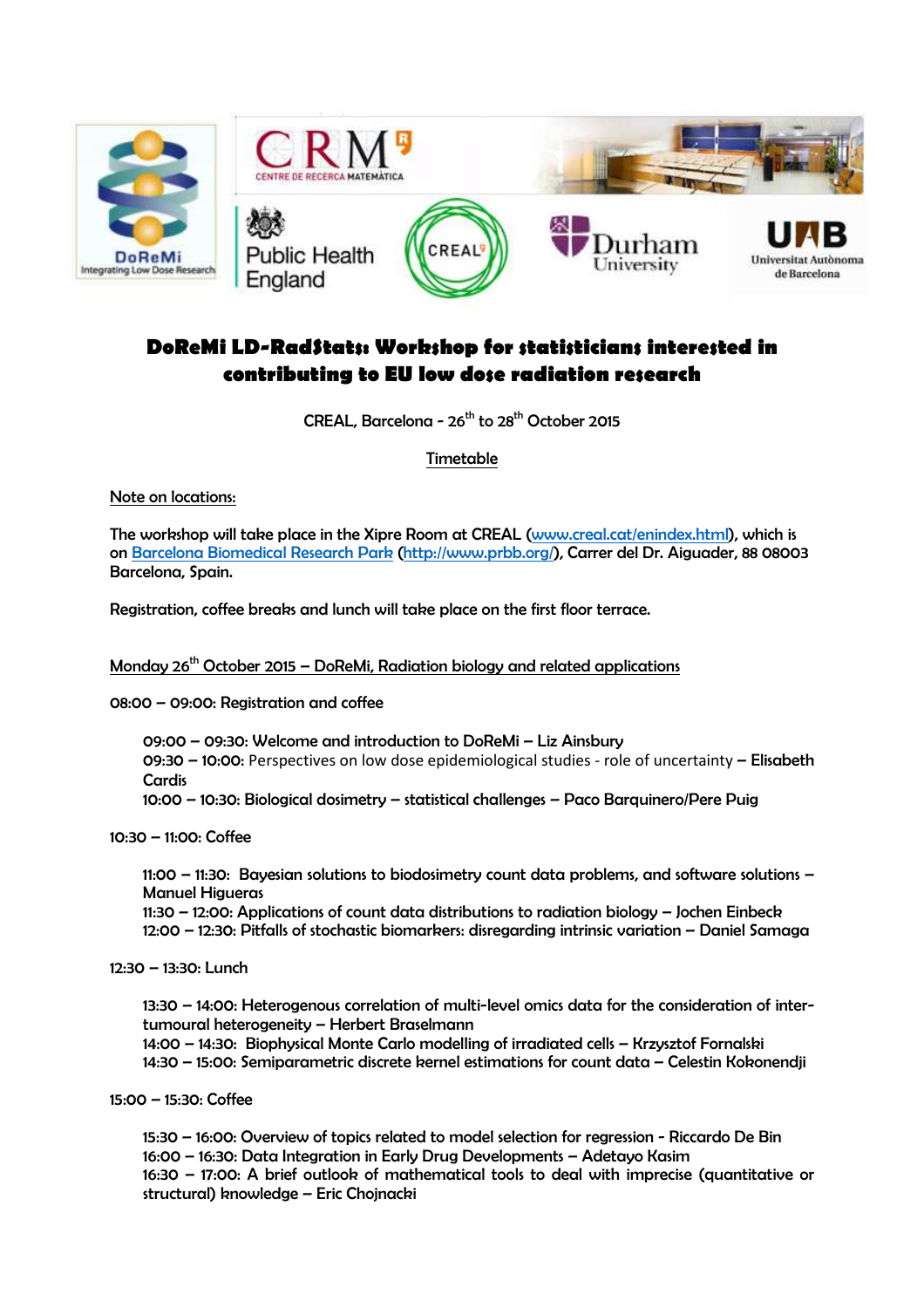# DoReMi LD-RadStats: Workshop for statisticians interested in contributing to EU low dose radiation research

CREAL, Barcelona - 26th to 28th October 2015

Timetable

Note on locations:

The workshop will take place in the Xipre Room at CREAL (www.creal.cat/enindex.html), which is on Barcelona Biomedical Research Park (http://www.prbb.org/), Carrer del Dr. Aiguader, 88 08003 Barcelona, Spain.

Registration, coffee breaks and lunch will take place on the first floor terrace.

## Monday 26th October 2015 – DoReMi, Radiation biology and related applications

08:00 – 09:00: Registration and coffee

- 09:00 – 09:30: Welcome and introduction to DoReMi – Liz Ainsbury
- 09:30 – 10:00: Perspectives on low dose epidemiological studies - role of uncertainty – Elisabeth Cardis
- 10:00 – 10:30: Biological dosimetry – statistical challenges – Paco Barquinero/Pere Puig

10:30 – 11:00: Coffee

- 11:00 – 11:30: Bayesian solutions to biodosimetry count data problems, and software solutions – Manuel Higueras
- 11:30 – 12:00: Applications of count data distributions to radiation biology – Jochen Einbeck
- 12:00 – 12:30: Pitfalls of stochastic biomarkers: disregarding intrinsic variation – Daniel Samaga

12:30 – 13:30: Lunch

- 13:30 – 14:00: Heterogenous correlation of multi-level omics data for the consideration of inter-tumoural heterogeneity – Herbert Braselmann
- 14:00 – 14:30: Biophysical Monte Carlo modelling of irradiated cells – Krzysztof Fornalski
- 14:30 – 15:00: Semiparametric discrete kernel estimations for count data – Celestin Kokonendji

15:00 – 15:30: Coffee

- 15:30 – 16:00: Overview of topics related to model selection for regression - Riccardo De Bin
- 16:00 – 16:30: Data Integration in Early Drug Developments – Adetayo Kasim
- 16:30 – 17:00: A brief outlook of mathematical tools to deal with imprecise (quantitative or structural) knowledge – Eric Chojnacki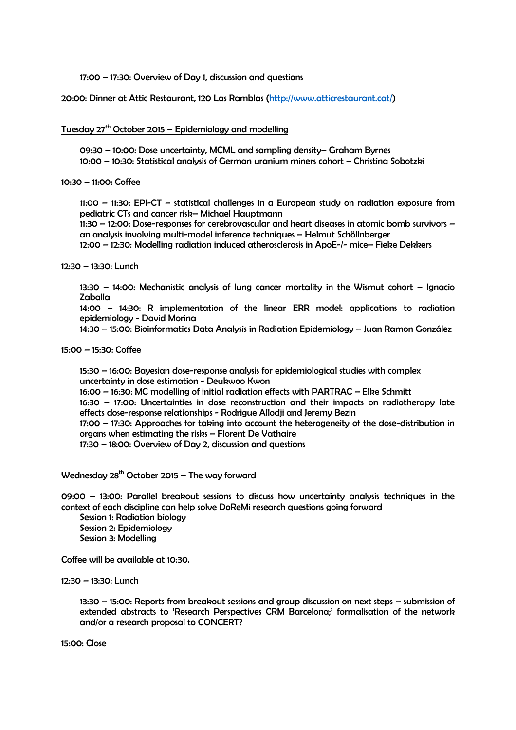17:00 – 17:30: Overview of Day 1, discussion and questions

20:00: Dinner at Attic Restaurant, 120 Las Ramblas (http://www.atticrestaurant.cat/)

## Tuesday 27th October 2015 – Epidemiology and modelling

09:30 – 10:00: Dose uncertainty, MCML and sampling density– Graham Byrnes
10:00 – 10:30: Statistical analysis of German uranium miners cohort – Christina Sobotzki

10:30 – 11:00: Coffee

11:00 – 11:30: EPI-CT – statistical challenges in a European study on radiation exposure from pediatric CTs and cancer risk– Michael Hauptmann
11:30 – 12:00: Dose-responses for cerebrovascular and heart diseases in atomic bomb survivors – an analysis involving multi-model inference techniques – Helmut Schöllnberger
12:00 – 12:30: Modelling radiation induced atherosclerosis in ApoE-/- mice– Fieke Dekkers

12:30 – 13:30: Lunch

13:30 – 14:00: Mechanistic analysis of lung cancer mortality in the Wismut cohort – Ignacio Zaballa
14:00 – 14:30: R implementation of the linear ERR model: applications to radiation epidemiology - David Morina
14:30 – 15:00: Bioinformatics Data Analysis in Radiation Epidemiology – Juan Ramon González

15:00 – 15:30: Coffee

15:30 – 16:00: Bayesian dose-response analysis for epidemiological studies with complex uncertainty in dose estimation - Deukwoo Kwon
16:00 – 16:30: MC modelling of initial radiation effects with PARTRAC – Elke Schmitt
16:30 – 17:00: Uncertainties in dose reconstruction and their impacts on radiotherapy late effects dose-response relationships - Rodrigue Allodji and Jeremy Bezin
17:00 – 17:30: Approaches for taking into account the heterogeneity of the dose-distribution in organs when estimating the risks – Florent De Vathaire
17:30 – 18:00: Overview of Day 2, discussion and questions

## Wednesday 28th October 2015 – The way forward

09:00 – 13:00: Parallel breakout sessions to discuss how uncertainty analysis techniques in the context of each discipline can help solve DoReMi research questions going forward
Session 1: Radiation biology
Session 2: Epidemiology
Session 3: Modelling

Coffee will be available at 10:30.

12:30 – 13:30: Lunch

13:30 – 15:00: Reports from breakout sessions and group discussion on next steps – submission of extended abstracts to 'Research Perspectives CRM Barcelona;' formalisation of the network and/or a research proposal to CONCERT?

15:00: Close